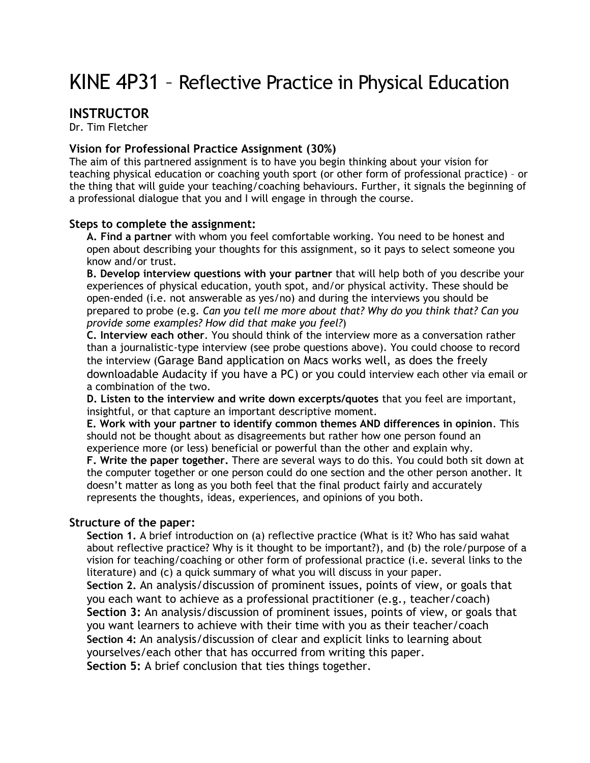# KINE 4P31 – Reflective Practice in Physical Education

## INSTRUCTOR

Dr. Tim Fletcher

### Vision for Professional Practice Assignment (30%)

The aim of this partnered assignment is to have you begin thinking about your vision for teaching physical education or coaching youth sport (or other form of professional practice) – or the thing that will guide your teaching/coaching behaviours. Further, it signals the beginning of a professional dialogue that you and I will engage in through the course.

### Steps to complete the assignment:

**A. Find a partner** with whom you feel comfortable working. You need to be honest and open about describing your thoughts for this assignment, so it pays to select someone you know and/or trust.

**B. Develop interview questions with your partner** that will help both of you describe your experiences of physical education, youth spot, and/or physical activity. These should be open-ended (i.e. not answerable as yes/no) and during the interviews you should be prepared to probe (e.g. *Can you tell me more about that? Why do you think that? Can you provide some examples? How did that make you feel?*)

**C. Interview each other**. You should think of the interview more as a conversation rather than a journalistic-type interview (see probe questions above). You could choose to record the interview (Garage Band application on Macs works well, as does the freely downloadable Audacity if you have a PC) or you could interview each other via email or a combination of the two.

**D. Listen to the interview and write down excerpts/quotes** that you feel are important, insightful, or that capture an important descriptive moment.

**E. Work with your partner to identify common themes AND differences in opinion**. This should not be thought about as disagreements but rather how one person found an experience more (or less) beneficial or powerful than the other and explain why.

**F. Write the paper together.** There are several ways to do this. You could both sit down at the computer together or one person could do one section and the other person another. It doesn't matter as long as you both feel that the final product fairly and accurately represents the thoughts, ideas, experiences, and opinions of you both.

### Structure of the paper:

**Section 1.** A brief introduction on (a) reflective practice (What is it? Who has said wahat about reflective practice? Why is it thought to be important?), and (b) the role/purpose of a vision for teaching/coaching or other form of professional practice (i.e. several links to the literature) and (c) a quick summary of what you will discuss in your paper.

**Section 2.** An analysis/discussion of prominent issues, points of view, or goals that you each want to achieve as a professional practitioner (e.g., teacher/coach)

**Section 3:** An analysis/discussion of prominent issues, points of view, or goals that you want learners to achieve with their time with you as their teacher/coach

**Section 4:** An analysis/discussion of clear and explicit links to learning about yourselves/each other that has occurred from writing this paper.

**Section 5:** A brief conclusion that ties things together.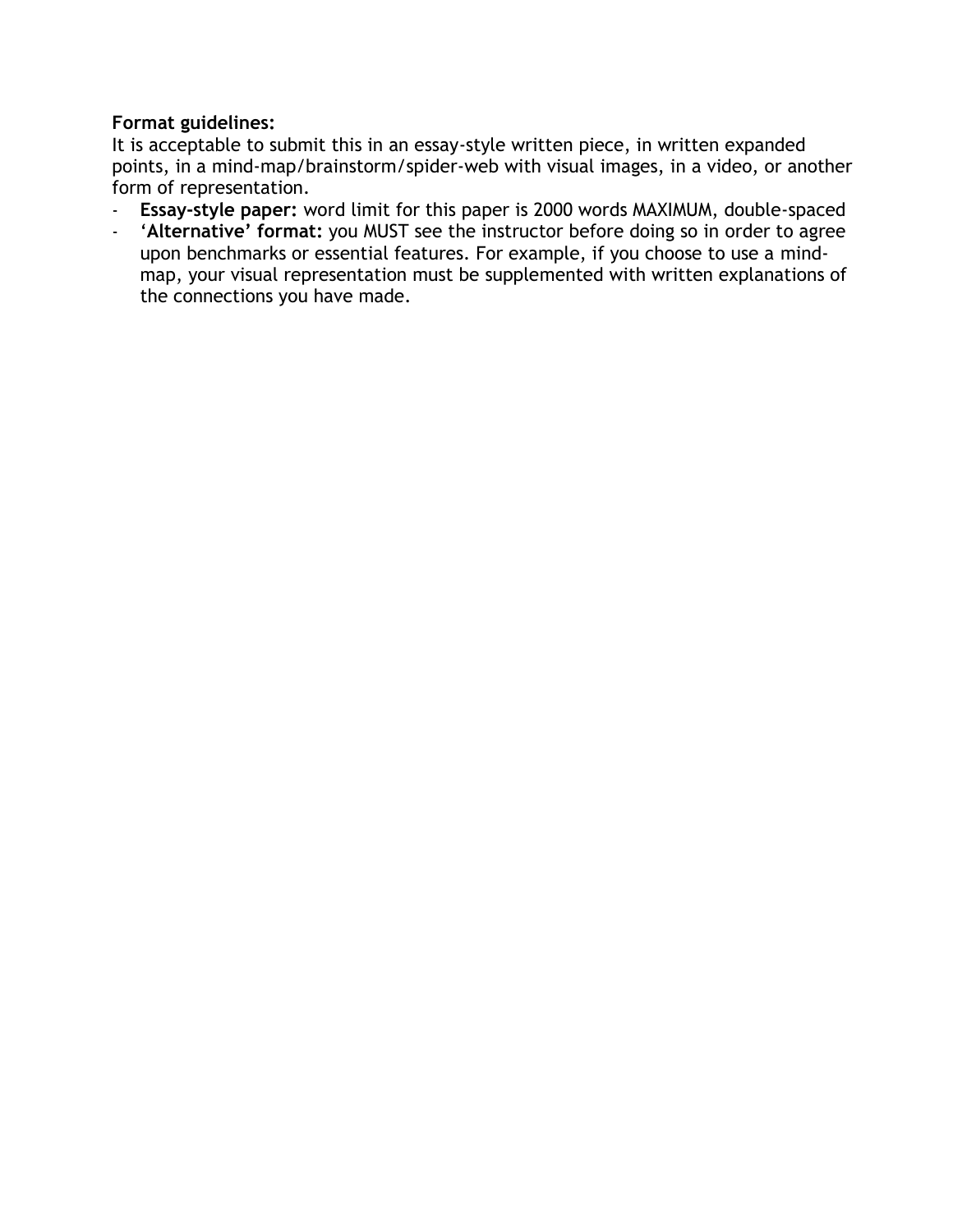**Format guidelines:**

It is acceptable to submit this in an essay-style written piece, in written expanded points, in a mind-map/brainstorm/spider-web with visual images, in a video, or another form of representation.

- **Essay-style paper:** word limit for this paper is 2000 words MAXIMUM, double-spaced
- **'Alternative' format:** you MUST see the instructor before doing so in order to agree upon benchmarks or essential features. For example, if you choose to use a mind-map, your visual representation must be supplemented with written explanations of the connections you have made.